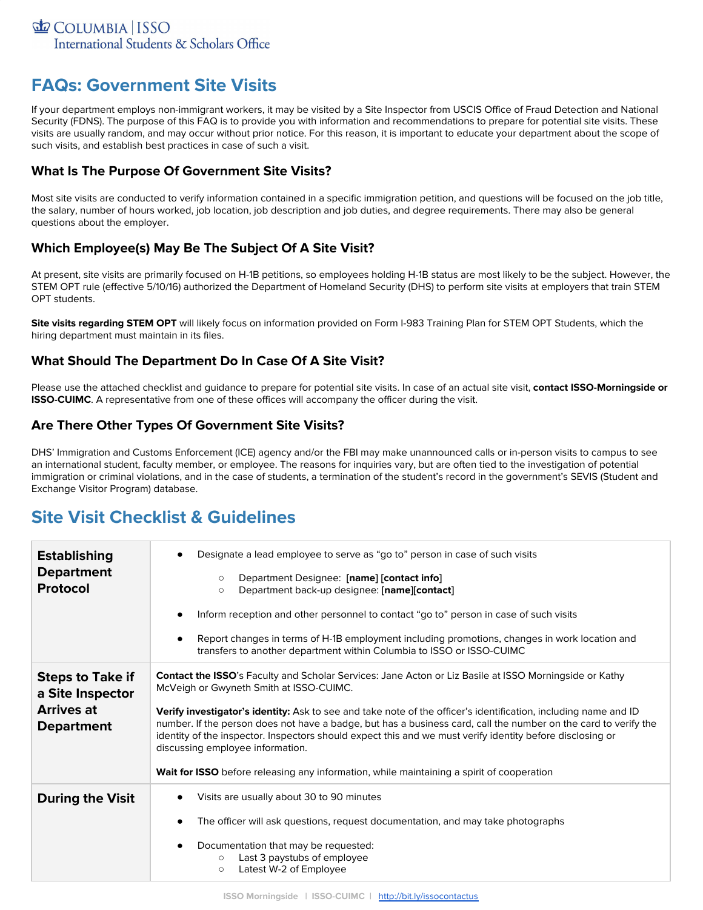# FAQs: Government Site Visits

If your department employs non-immigrant workers, it may be visited by a Site Inspector from USCIS Office of Fraud Detection and National Security (FDNS). The purpose of this FAQ is to provide you with information and recommendations to prepare for potential site visits. These visits are usually random, and may occur without prior notice. For this reason, it is important to educate your department about the scope of such visits, and establish best practices in case of such a visit.

### What Is The Purpose Of Government Site Visits?

Most site visits are conducted to verify information contained in a specific immigration petition, and questions will be focused on the job title, the salary, number of hours worked, job location, job description and job duties, and degree requirements. There may also be general questions about the employer.

### Which Employee(s) May Be The Subject Of A Site Visit?

At present, site visits are primarily focused on H-1B petitions, so employees holding H-1B status are most likely to be the subject. However, the STEM OPT rule (effective 5/10/16) authorized the Department of Homeland Security (DHS) to perform site visits at employers that train STEM OPT students.

**Site visits regarding STEM OPT** will likely focus on information provided on Form I-983 Training Plan for STEM OPT Students, which the hiring department must maintain in its files.

### What Should The Department Do In Case Of A Site Visit?

Please use the attached checklist and guidance to prepare for potential site visits. In case of an actual site visit, **contact ISSO-Morningside or ISSO-CUIMC**. A representative from one of these offices will accompany the officer during the visit.

### Are There Other Types Of Government Site Visits?

DHS' Immigration and Customs Enforcement (ICE) agency and/or the FBI may make unannounced calls or in-person visits to campus to see an international student, faculty member, or employee. The reasons for inquiries vary, but are often tied to the investigation of potential immigration or criminal violations, and in the case of students, a termination of the student's record in the government's SEVIS (Student and Exchange Visitor Program) database.

# Site Visit Checklist & Guidelines

| | |
|---|---|
| **Establishing Department Protocol** | • Designate a lead employee to serve as "go to" person in case of such visits<br>&nbsp;&nbsp;○ Department Designee: **[name] [contact info]**<br>&nbsp;&nbsp;○ Department back-up designee: **[name][contact]**<br>• Inform reception and other personnel to contact "go to" person in case of such visits<br>• Report changes in terms of H-1B employment including promotions, changes in work location and transfers to another department within Columbia to ISSO or ISSO-CUIMC |
| **Steps to Take if a Site Inspector Arrives at Department** | **Contact the ISSO**'s Faculty and Scholar Services: Jane Acton or Liz Basile at ISSO Morningside or Kathy McVeigh or Gwyneth Smith at ISSO-CUIMC.<br><br>**Verify investigator's identity:** Ask to see and take note of the officer's identification, including name and ID number. If the person does not have a badge, but has a business card, call the number on the card to verify the identity of the inspector. Inspectors should expect this and we must verify identity before disclosing or discussing employee information.<br><br>**Wait for ISSO** before releasing any information, while maintaining a spirit of cooperation |
| **During the Visit** | • Visits are usually about 30 to 90 minutes<br>• The officer will ask questions, request documentation, and may take photographs<br>• Documentation that may be requested:<br>&nbsp;&nbsp;○ Last 3 paystubs of employee<br>&nbsp;&nbsp;○ Latest W-2 of Employee |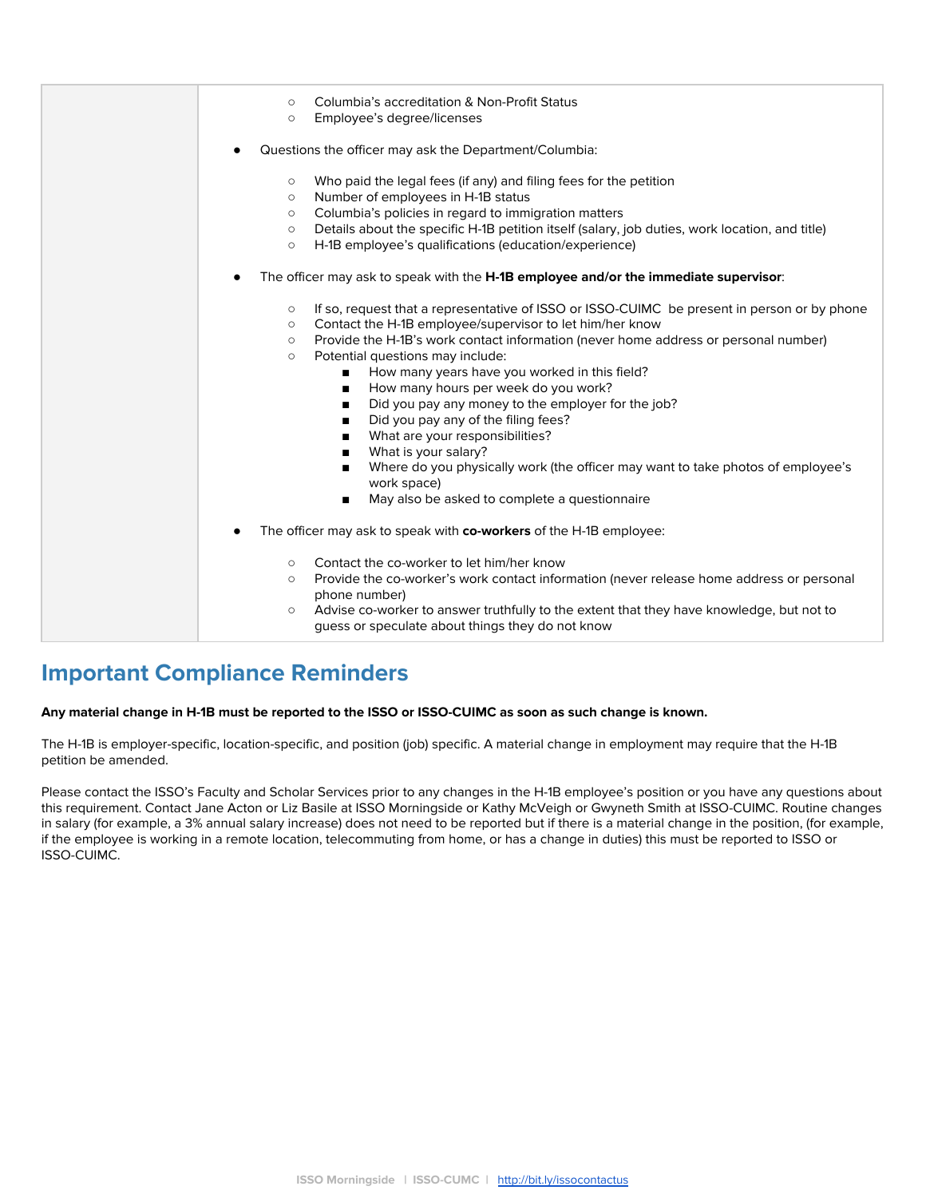| | |
|---|---|
| | ○ Columbia's accreditation & Non-Profit Status<br>○ Employee's degree/licenses<br><br>• Questions the officer may ask the Department/Columbia:<br>○ Who paid the legal fees (if any) and filing fees for the petition<br>○ Number of employees in H-1B status<br>○ Columbia's policies in regard to immigration matters<br>○ Details about the specific H-1B petition itself (salary, job duties, work location, and title)<br>○ H-1B employee's qualifications (education/experience)<br><br>• The officer may ask to speak with the **H-1B employee and/or the immediate supervisor**:<br>○ If so, request that a representative of ISSO or ISSO-CUIMC be present in person or by phone<br>○ Contact the H-1B employee/supervisor to let him/her know<br>○ Provide the H-1B's work contact information (never home address or personal number)<br>○ Potential questions may include:<br>■ How many years have you worked in this field?<br>■ How many hours per week do you work?<br>■ Did you pay any money to the employer for the job?<br>■ Did you pay any of the filing fees?<br>■ What are your responsibilities?<br>■ What is your salary?<br>■ Where do you physically work (the officer may want to take photos of employee's work space)<br>■ May also be asked to complete a questionnaire<br><br>• The officer may ask to speak with **co-workers** of the H-1B employee:<br>○ Contact the co-worker to let him/her know<br>○ Provide the co-worker's work contact information (never release home address or personal phone number)<br>○ Advise co-worker to answer truthfully to the extent that they have knowledge, but not to guess or speculate about things they do not know |

## Important Compliance Reminders

**Any material change in H-1B must be reported to the ISSO or ISSO-CUIMC as soon as such change is known.**

The H-1B is employer-specific, location-specific, and position (job) specific. A material change in employment may require that the H-1B petition be amended.

Please contact the ISSO's Faculty and Scholar Services prior to any changes in the H-1B employee's position or you have any questions about this requirement. Contact Jane Acton or Liz Basile at ISSO Morningside or Kathy McVeigh or Gwyneth Smith at ISSO-CUIMC. Routine changes in salary (for example, a 3% annual salary increase) does not need to be reported but if there is a material change in the position, (for example, if the employee is working in a remote location, telecommuting from home, or has a change in duties) this must be reported to ISSO or ISSO-CUIMC.